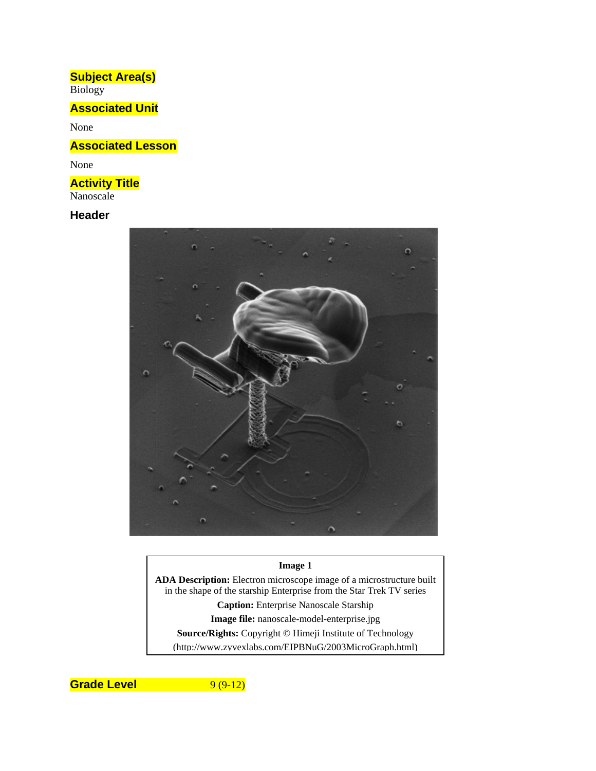## Subject Area(s)

Biology

## Associated Unit

None

## Associated Lesson

None

## Activity Title

Nanoscale

## Header

**Image 1**

**ADA Description:** Electron microscope image of a microstructure built in the shape of the starship Enterprise from the Star Trek TV series

**Caption:** Enterprise Nanoscale Starship

**Image file:** nanoscale-model-enterprise.jpg

**Source/Rights:** Copyright © Himeji Institute of Technology (http://www.zyvexlabs.com/EIPBNuG/2003MicroGraph.html)

## Grade Level

9 (9-12)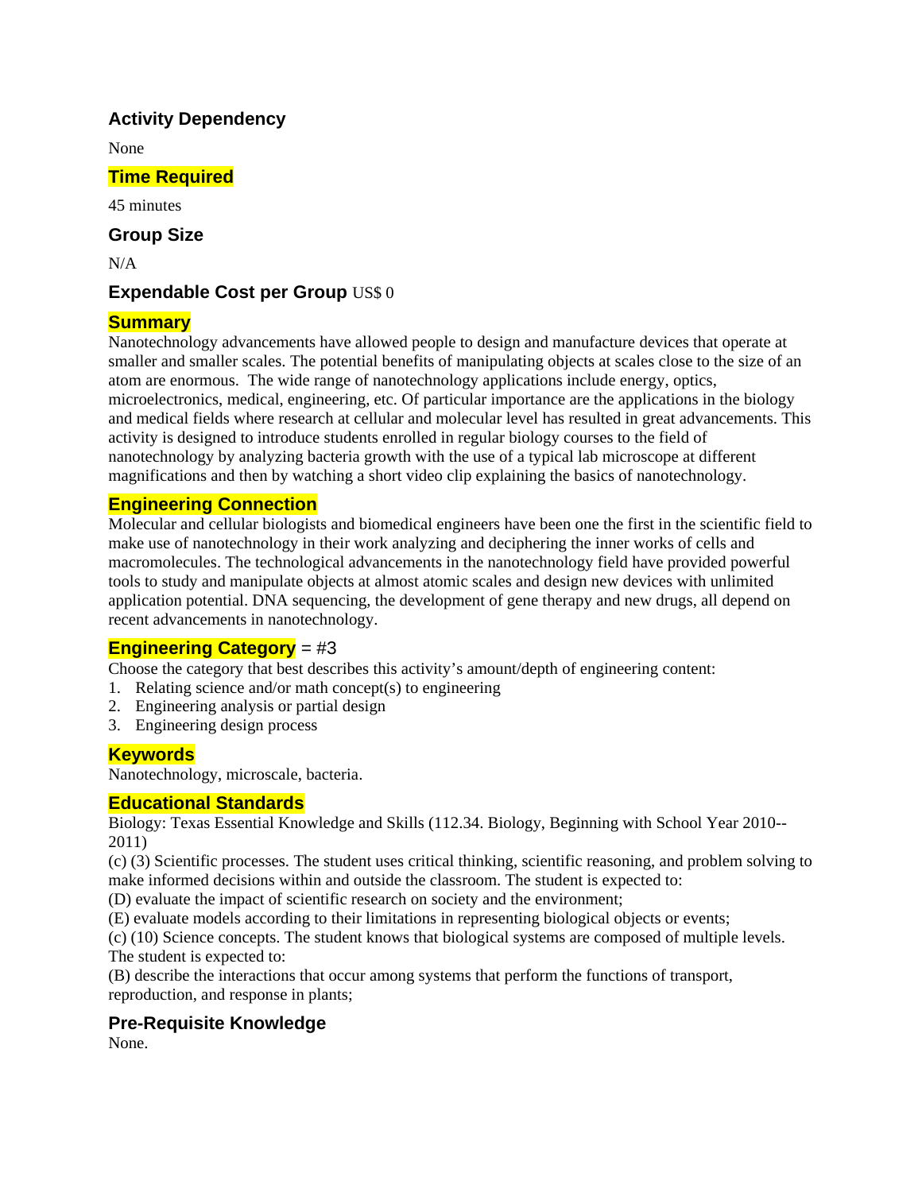## Activity Dependency

None

## Time Required

45 minutes

## Group Size

N/A

## Expendable Cost per Group US$ 0

## Summary

Nanotechnology advancements have allowed people to design and manufacture devices that operate at smaller and smaller scales. The potential benefits of manipulating objects at scales close to the size of an atom are enormous. The wide range of nanotechnology applications include energy, optics, microelectronics, medical, engineering, etc. Of particular importance are the applications in the biology and medical fields where research at cellular and molecular level has resulted in great advancements. This activity is designed to introduce students enrolled in regular biology courses to the field of nanotechnology by analyzing bacteria growth with the use of a typical lab microscope at different magnifications and then by watching a short video clip explaining the basics of nanotechnology.

## Engineering Connection

Molecular and cellular biologists and biomedical engineers have been one the first in the scientific field to make use of nanotechnology in their work analyzing and deciphering the inner works of cells and macromolecules. The technological advancements in the nanotechnology field have provided powerful tools to study and manipulate objects at almost atomic scales and design new devices with unlimited application potential. DNA sequencing, the development of gene therapy and new drugs, all depend on recent advancements in nanotechnology.

## Engineering Category = #3

Choose the category that best describes this activity's amount/depth of engineering content:

1. Relating science and/or math concept(s) to engineering
2. Engineering analysis or partial design
3. Engineering design process

## Keywords

Nanotechnology, microscale, bacteria.

## Educational Standards

Biology: Texas Essential Knowledge and Skills (112.34. Biology, Beginning with School Year 2010--2011)

(c) (3) Scientific processes. The student uses critical thinking, scientific reasoning, and problem solving to make informed decisions within and outside the classroom. The student is expected to:

(D) evaluate the impact of scientific research on society and the environment;

(E) evaluate models according to their limitations in representing biological objects or events;

(c) (10) Science concepts. The student knows that biological systems are composed of multiple levels. The student is expected to:

(B) describe the interactions that occur among systems that perform the functions of transport, reproduction, and response in plants;

## Pre-Requisite Knowledge

None.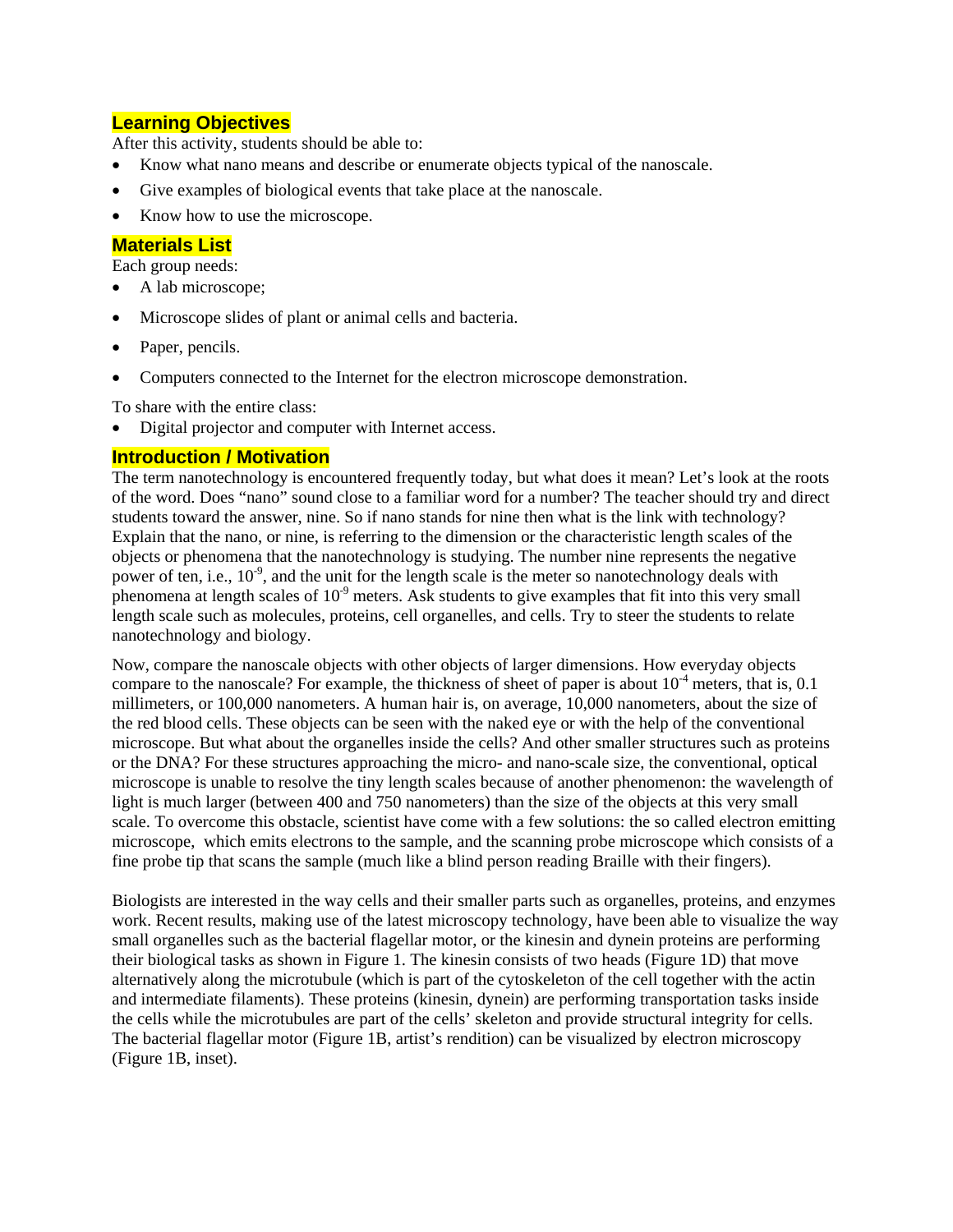## Learning Objectives

After this activity, students should be able to:

- Know what nano means and describe or enumerate objects typical of the nanoscale.
- Give examples of biological events that take place at the nanoscale.
- Know how to use the microscope.

## Materials List

Each group needs:

- A lab microscope;
- Microscope slides of plant or animal cells and bacteria.
- Paper, pencils.
- Computers connected to the Internet for the electron microscope demonstration.

To share with the entire class:

- Digital projector and computer with Internet access.

## Introduction / Motivation

The term nanotechnology is encountered frequently today, but what does it mean? Let's look at the roots of the word. Does "nano" sound close to a familiar word for a number? The teacher should try and direct students toward the answer, nine. So if nano stands for nine then what is the link with technology? Explain that the nano, or nine, is referring to the dimension or the characteristic length scales of the objects or phenomena that the nanotechnology is studying. The number nine represents the negative power of ten, i.e., $10^{-9}$, and the unit for the length scale is the meter so nanotechnology deals with phenomena at length scales of $10^{-9}$ meters. Ask students to give examples that fit into this very small length scale such as molecules, proteins, cell organelles, and cells. Try to steer the students to relate nanotechnology and biology.

Now, compare the nanoscale objects with other objects of larger dimensions. How everyday objects compare to the nanoscale? For example, the thickness of sheet of paper is about $10^{-4}$ meters, that is, 0.1 millimeters, or 100,000 nanometers. A human hair is, on average, 10,000 nanometers, about the size of the red blood cells. These objects can be seen with the naked eye or with the help of the conventional microscope. But what about the organelles inside the cells? And other smaller structures such as proteins or the DNA? For these structures approaching the micro- and nano-scale size, the conventional, optical microscope is unable to resolve the tiny length scales because of another phenomenon: the wavelength of light is much larger (between 400 and 750 nanometers) than the size of the objects at this very small scale. To overcome this obstacle, scientist have come with a few solutions: the so called electron emitting microscope, which emits electrons to the sample, and the scanning probe microscope which consists of a fine probe tip that scans the sample (much like a blind person reading Braille with their fingers).

Biologists are interested in the way cells and their smaller parts such as organelles, proteins, and enzymes work. Recent results, making use of the latest microscopy technology, have been able to visualize the way small organelles such as the bacterial flagellar motor, or the kinesin and dynein proteins are performing their biological tasks as shown in Figure 1. The kinesin consists of two heads (Figure 1D) that move alternatively along the microtubule (which is part of the cytoskeleton of the cell together with the actin and intermediate filaments). These proteins (kinesin, dynein) are performing transportation tasks inside the cells while the microtubules are part of the cells' skeleton and provide structural integrity for cells. The bacterial flagellar motor (Figure 1B, artist's rendition) can be visualized by electron microscopy (Figure 1B, inset).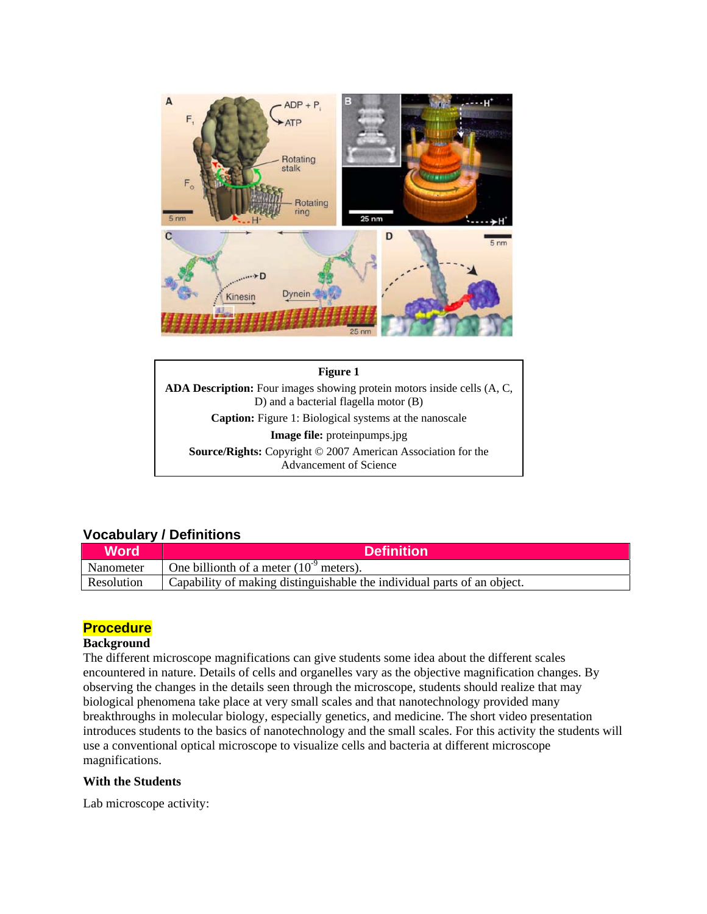**Figure 1**

**ADA Description:** Four images showing protein motors inside cells (A, C, D) and a bacterial flagella motor (B)

**Caption:** Figure 1: Biological systems at the nanoscale

**Image file:** proteinpumps.jpg

**Source/Rights:** Copyright © 2007 American Association for the Advancement of Science

## Vocabulary / Definitions

| Word | Definition |
| --- | --- |
| Nanometer | One billionth of a meter ($10^{-9}$ meters). |
| Resolution | Capability of making distinguishable the individual parts of an object. |

## Procedure

### Background

The different microscope magnifications can give students some idea about the different scales encountered in nature. Details of cells and organelles vary as the objective magnification changes. By observing the changes in the details seen through the microscope, students should realize that may biological phenomena take place at very small scales and that nanotechnology provided many breakthroughs in molecular biology, especially genetics, and medicine. The short video presentation introduces students to the basics of nanotechnology and the small scales. For this activity the students will use a conventional optical microscope to visualize cells and bacteria at different microscope magnifications.

### With the Students

Lab microscope activity: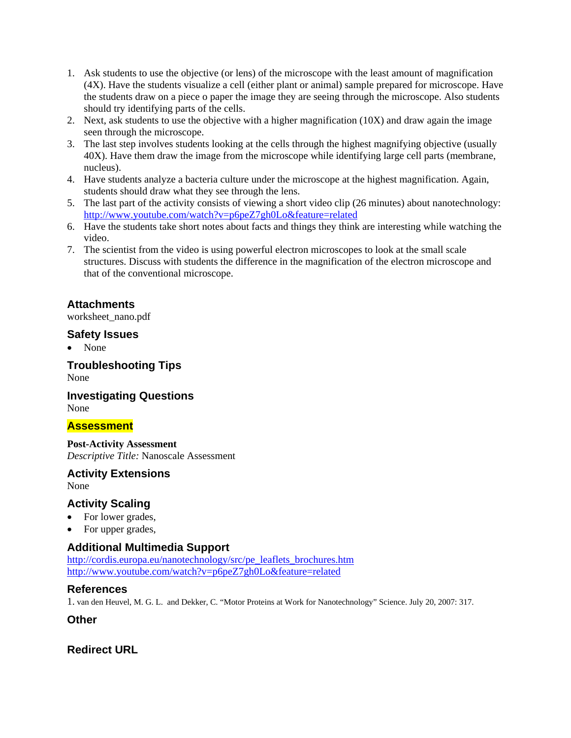1. Ask students to use the objective (or lens) of the microscope with the least amount of magnification (4X). Have the students visualize a cell (either plant or animal) sample prepared for microscope. Have the students draw on a piece o paper the image they are seeing through the microscope. Also students should try identifying parts of the cells.
2. Next, ask students to use the objective with a higher magnification (10X) and draw again the image seen through the microscope.
3. The last step involves students looking at the cells through the highest magnifying objective (usually 40X). Have them draw the image from the microscope while identifying large cell parts (membrane, nucleus).
4. Have students analyze a bacteria culture under the microscope at the highest magnification. Again, students should draw what they see through the lens.
5. The last part of the activity consists of viewing a short video clip (26 minutes) about nanotechnology: http://www.youtube.com/watch?v=p6peZ7gh0Lo&feature=related
6. Have the students take short notes about facts and things they think are interesting while watching the video.
7. The scientist from the video is using powerful electron microscopes to look at the small scale structures. Discuss with students the difference in the magnification of the electron microscope and that of the conventional microscope.

## Attachments

worksheet_nano.pdf

## Safety Issues

- None

## Troubleshooting Tips

None

## Investigating Questions

None

## Assessment

**Post-Activity Assessment**

*Descriptive Title:* Nanoscale Assessment

## Activity Extensions

None

## Activity Scaling

- For lower grades,
- For upper grades,

## Additional Multimedia Support

http://cordis.europa.eu/nanotechnology/src/pe_leaflets_brochures.htm
http://www.youtube.com/watch?v=p6peZ7gh0Lo&feature=related

## References

1. van den Heuvel, M. G. L. and Dekker, C. "Motor Proteins at Work for Nanotechnology" Science. July 20, 2007: 317.

## Other

## Redirect URL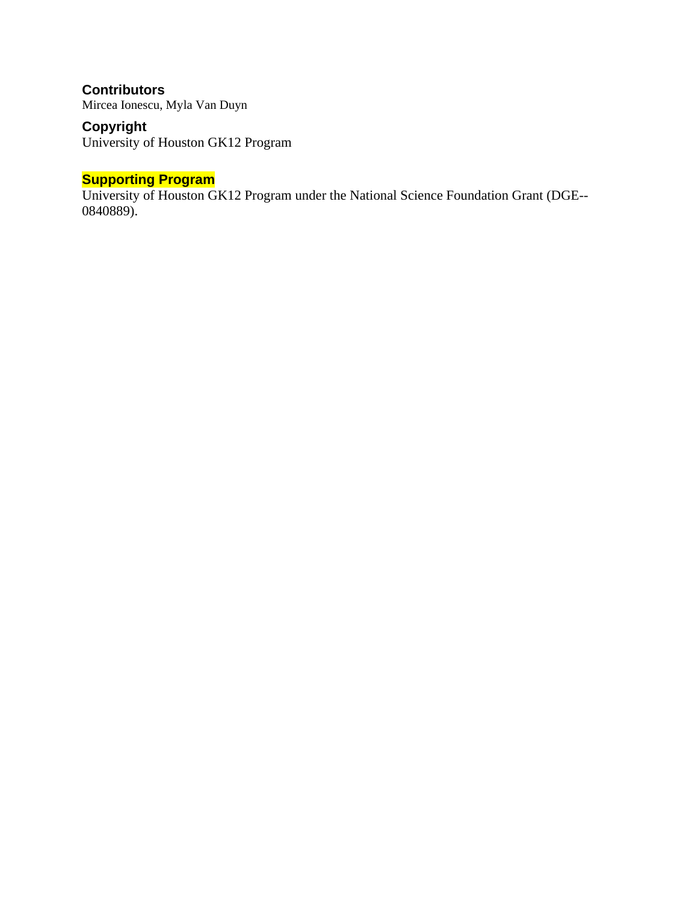### Contributors
Mircea Ionescu, Myla Van Duyn

### Copyright
University of Houston GK12 Program

### Supporting Program
University of Houston GK12 Program under the National Science Foundation Grant (DGE--0840889).